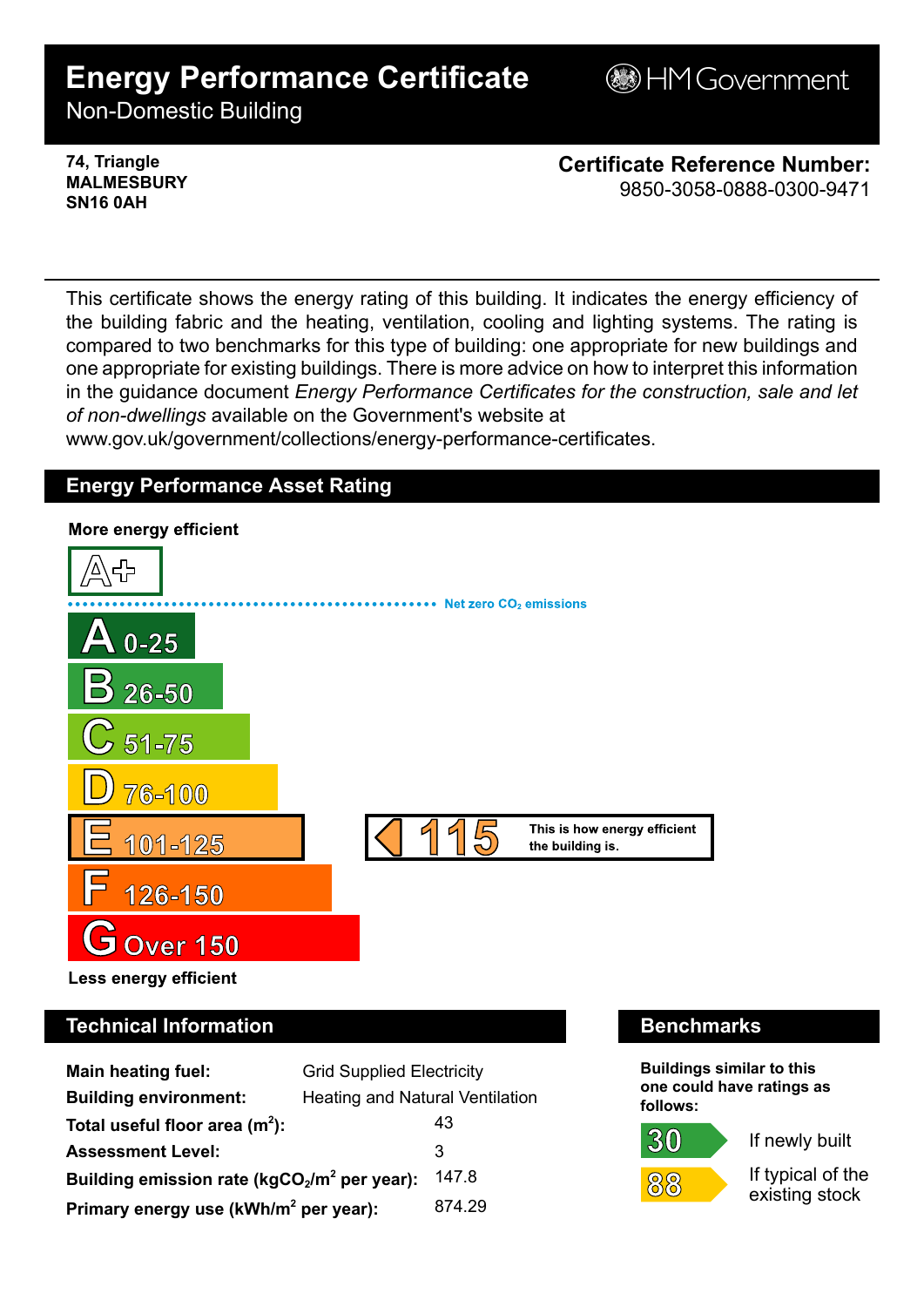# Energy Performance Certificate

Non-Domestic Building

HM Government

**74, Triangle**
**MALMESBURY**
**SN16 0AH**

**Certificate Reference Number:**
9850-3058-0888-0300-9471

This certificate shows the energy rating of this building. It indicates the energy efficiency of the building fabric and the heating, ventilation, cooling and lighting systems. The rating is compared to two benchmarks for this type of building: one appropriate for new buildings and one appropriate for existing buildings. There is more advice on how to interpret this information in the guidance document *Energy Performance Certificates for the construction, sale and let of non-dwellings* available on the Government's website at www.gov.uk/government/collections/energy-performance-certificates.

## Energy Performance Asset Rating

**More energy efficient**

- A+
- Net zero $CO_2$ emissions
- A 0-25
- B 26-50
- C 51-75
- D 76-100
- E 101-125 — **115** This is how energy efficient the building is.
- F 126-150
- G Over 150

**Less energy efficient**

## Technical Information

| | |
|---|---|
| **Main heating fuel:** | Grid Supplied Electricity |
| **Building environment:** | Heating and Natural Ventilation |
| **Total useful floor area ($m^2$):** | 43 |
| **Assessment Level:** | 3 |
| **Building emission rate ($kgCO_2/m^2$ per year):** | 147.8 |
| **Primary energy use ($kWh/m^2$ per year):** | 874.29 |

## Benchmarks

**Buildings similar to this one could have ratings as follows:**

- **30** If newly built
- **88** If typical of the existing stock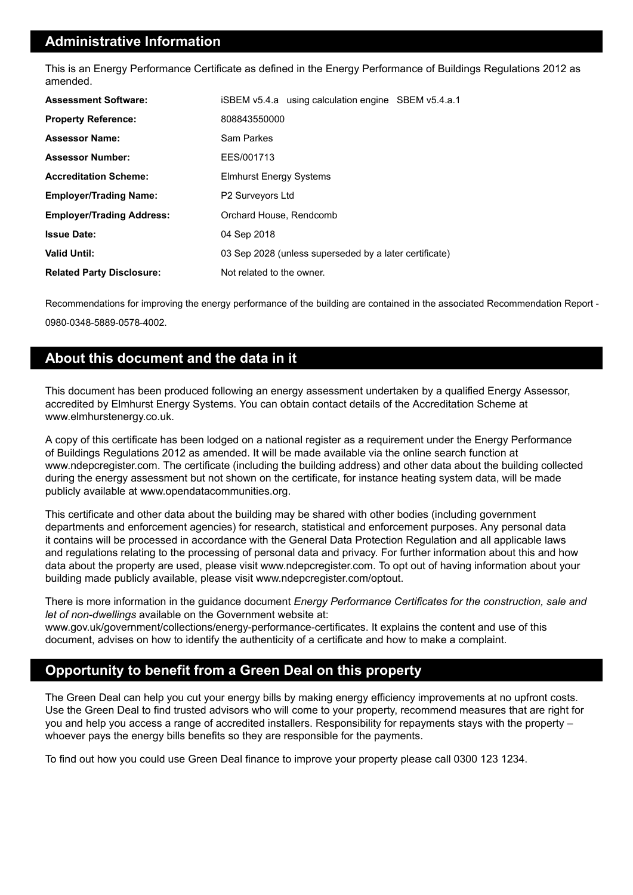## Administrative Information

This is an Energy Performance Certificate as defined in the Energy Performance of Buildings Regulations 2012 as amended.

| | |
|---|---|
| **Assessment Software:** | iSBEM v5.4.a using calculation engine SBEM v5.4.a.1 |
| **Property Reference:** | 808843550000 |
| **Assessor Name:** | Sam Parkes |
| **Assessor Number:** | EES/001713 |
| **Accreditation Scheme:** | Elmhurst Energy Systems |
| **Employer/Trading Name:** | P2 Surveyors Ltd |
| **Employer/Trading Address:** | Orchard House, Rendcomb |
| **Issue Date:** | 04 Sep 2018 |
| **Valid Until:** | 03 Sep 2028 (unless superseded by a later certificate) |
| **Related Party Disclosure:** | Not related to the owner. |

Recommendations for improving the energy performance of the building are contained in the associated Recommendation Report - 0980-0348-5889-0578-4002.

## About this document and the data in it

This document has been produced following an energy assessment undertaken by a qualified Energy Assessor, accredited by Elmhurst Energy Systems. You can obtain contact details of the Accreditation Scheme at www.elmhurstenergy.co.uk.

A copy of this certificate has been lodged on a national register as a requirement under the Energy Performance of Buildings Regulations 2012 as amended. It will be made available via the online search function at www.ndepcregister.com. The certificate (including the building address) and other data about the building collected during the energy assessment but not shown on the certificate, for instance heating system data, will be made publicly available at www.opendatacommunities.org.

This certificate and other data about the building may be shared with other bodies (including government departments and enforcement agencies) for research, statistical and enforcement purposes. Any personal data it contains will be processed in accordance with the General Data Protection Regulation and all applicable laws and regulations relating to the processing of personal data and privacy. For further information about this and how data about the property are used, please visit www.ndepcregister.com. To opt out of having information about your building made publicly available, please visit www.ndepcregister.com/optout.

There is more information in the guidance document *Energy Performance Certificates for the construction, sale and let of non-dwellings* available on the Government website at: www.gov.uk/government/collections/energy-performance-certificates. It explains the content and use of this document, advises on how to identify the authenticity of a certificate and how to make a complaint.

## Opportunity to benefit from a Green Deal on this property

The Green Deal can help you cut your energy bills by making energy efficiency improvements at no upfront costs. Use the Green Deal to find trusted advisors who will come to your property, recommend measures that are right for you and help you access a range of accredited installers. Responsibility for repayments stays with the property – whoever pays the energy bills benefits so they are responsible for the payments.

To find out how you could use Green Deal finance to improve your property please call 0300 123 1234.